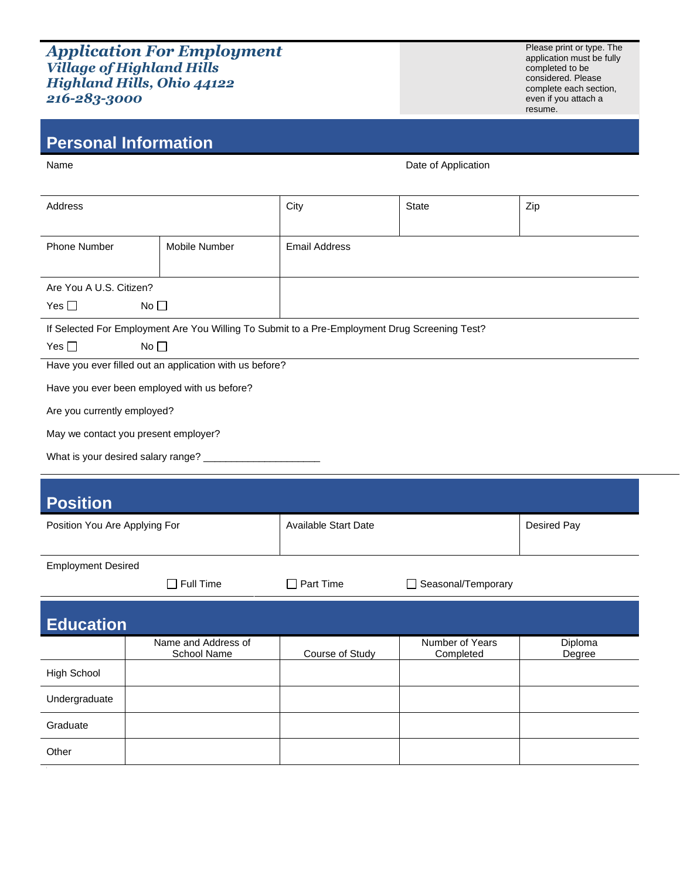# *Application For Employment*

***Village of Highland Hills***
***Highland Hills, Ohio 44122***
***216-283-3000***

Please print or type. The application must be fully completed to be considered. Please complete each section, even if you attach a resume.

## Personal Information

| Name | | | Date of Application |
|---|---|---|---|
| Address | City | State | Zip |

| Phone Number | Mobile Number | Email Address |
|---|---|---|
| Are You A U.S. Citizen?<br>Yes ☐ No ☐ | | |

If Selected For Employment Are You Willing To Submit to a Pre-Employment Drug Screening Test?

Yes ☐ No ☐

Have you ever filled out an application with us before?

Have you ever been employed with us before?

Are you currently employed?

May we contact you present employer?

What is your desired salary range? ____________________

## Position

| Position You Are Applying For | Available Start Date | Desired Pay |
|---|---|---|
| | | |

Employment Desired

☐ Full Time ☐ Part Time ☐ Seasonal/Temporary

## Education

| | Name and Address of School Name | Course of Study | Number of Years Completed | Diploma Degree |
|---|---|---|---|---|
| High School | | | | |
| Undergraduate | | | | |
| Graduate | | | | |
| Other | | | | |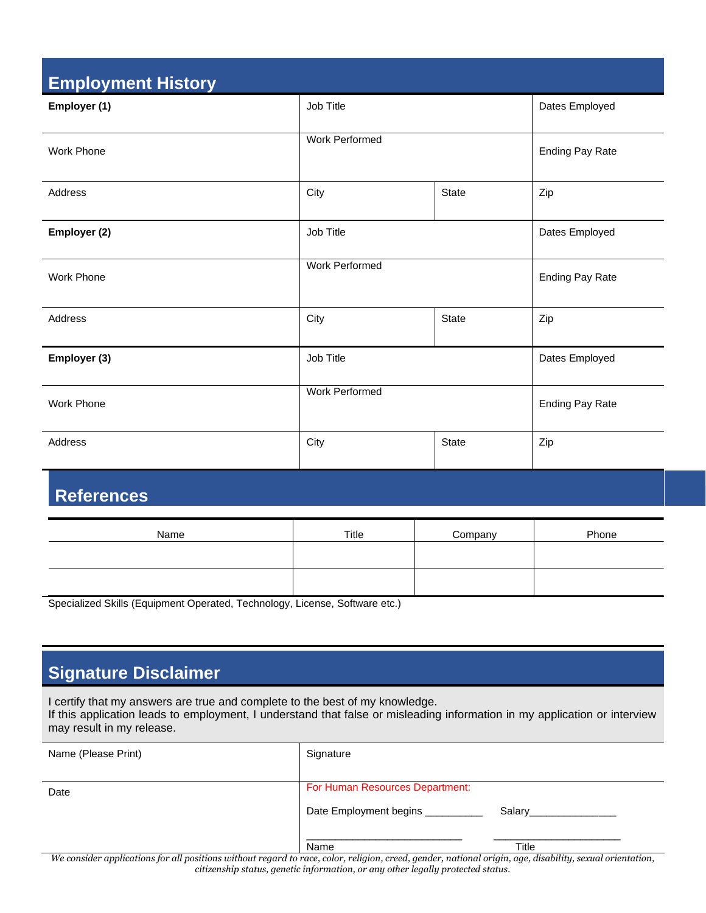## Employment History

| | | | |
|---|---|---|---|
| **Employer (1)** | Job Title | | Dates Employed |
| Work Phone | Work Performed | | Ending Pay Rate |
| Address | City | State | Zip |
| **Employer (2)** | Job Title | | Dates Employed |
| Work Phone | Work Performed | | Ending Pay Rate |
| Address | City | State | Zip |
| **Employer (3)** | Job Title | | Dates Employed |
| Work Phone | Work Performed | | Ending Pay Rate |
| Address | City | State | Zip |

## References

| Name | Title | Company | Phone |
|---|---|---|---|
| | | | |
| | | | |

Specialized Skills (Equipment Operated, Technology, License, Software etc.)

## Signature Disclaimer

I certify that my answers are true and complete to the best of my knowledge.
If this application leads to employment, I understand that false or misleading information in my application or interview may result in my release.

| | |
|---|---|
| Name (Please Print) | Signature |
| Date | For Human Resources Department:<br>Date Employment begins __________ Salary_______________<br>__________________________ ______________________<br>Name Title |

*We consider applications for all positions without regard to race, color, religion, creed, gender, national origin, age, disability, sexual orientation, citizenship status, genetic information, or any other legally protected status.*